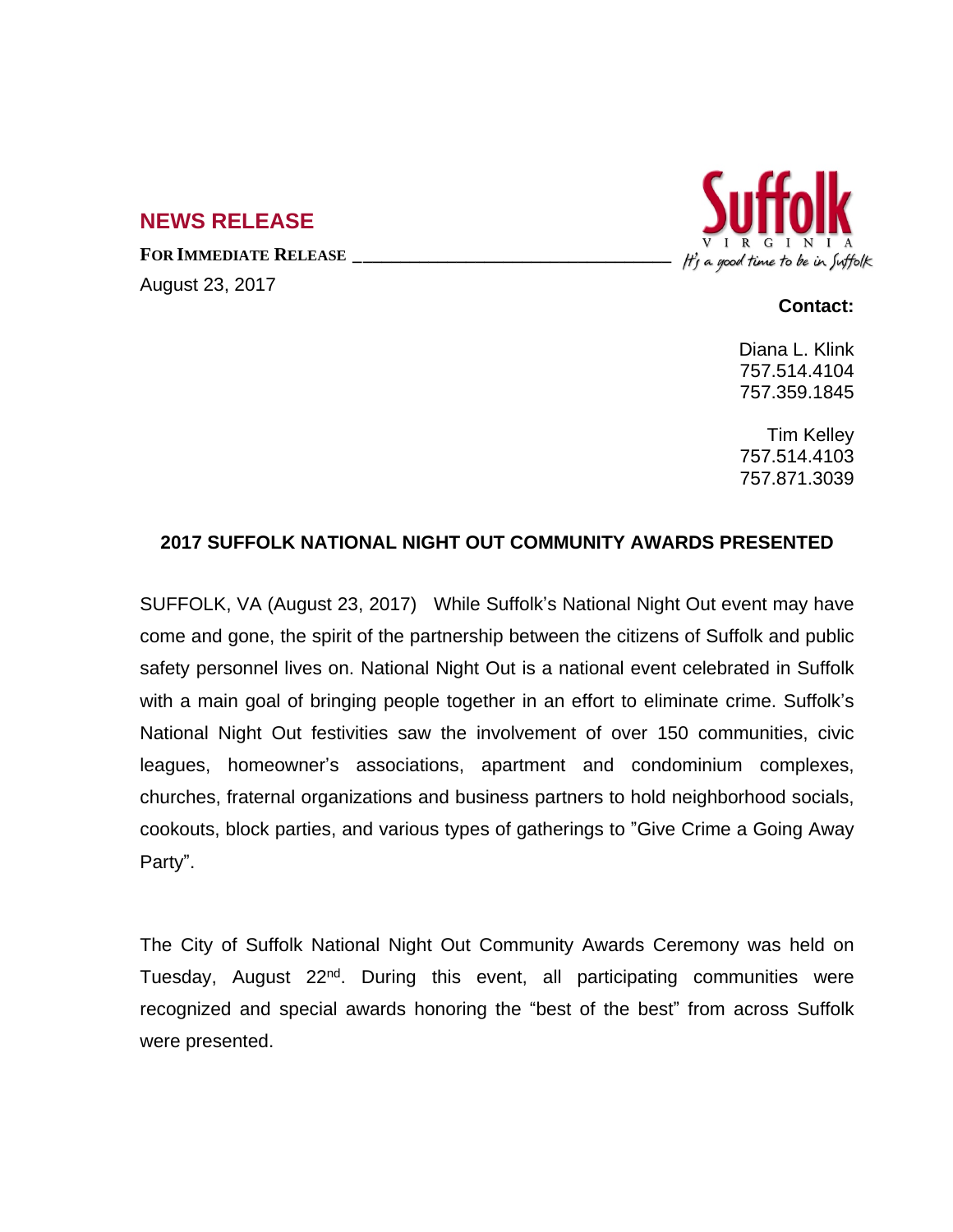## NEWS RELEASE

**FOR IMMEDIATE RELEASE**

August 23, 2017

**Contact:**

Diana L. Klink
757.514.4104
757.359.1845

Tim Kelley
757.514.4103
757.871.3039

### 2017 SUFFOLK NATIONAL NIGHT OUT COMMUNITY AWARDS PRESENTED

SUFFOLK, VA (August 23, 2017) While Suffolk's National Night Out event may have come and gone, the spirit of the partnership between the citizens of Suffolk and public safety personnel lives on. National Night Out is a national event celebrated in Suffolk with a main goal of bringing people together in an effort to eliminate crime. Suffolk's National Night Out festivities saw the involvement of over 150 communities, civic leagues, homeowner's associations, apartment and condominium complexes, churches, fraternal organizations and business partners to hold neighborhood socials, cookouts, block parties, and various types of gatherings to "Give Crime a Going Away Party".

The City of Suffolk National Night Out Community Awards Ceremony was held on Tuesday, August 22nd. During this event, all participating communities were recognized and special awards honoring the "best of the best" from across Suffolk were presented.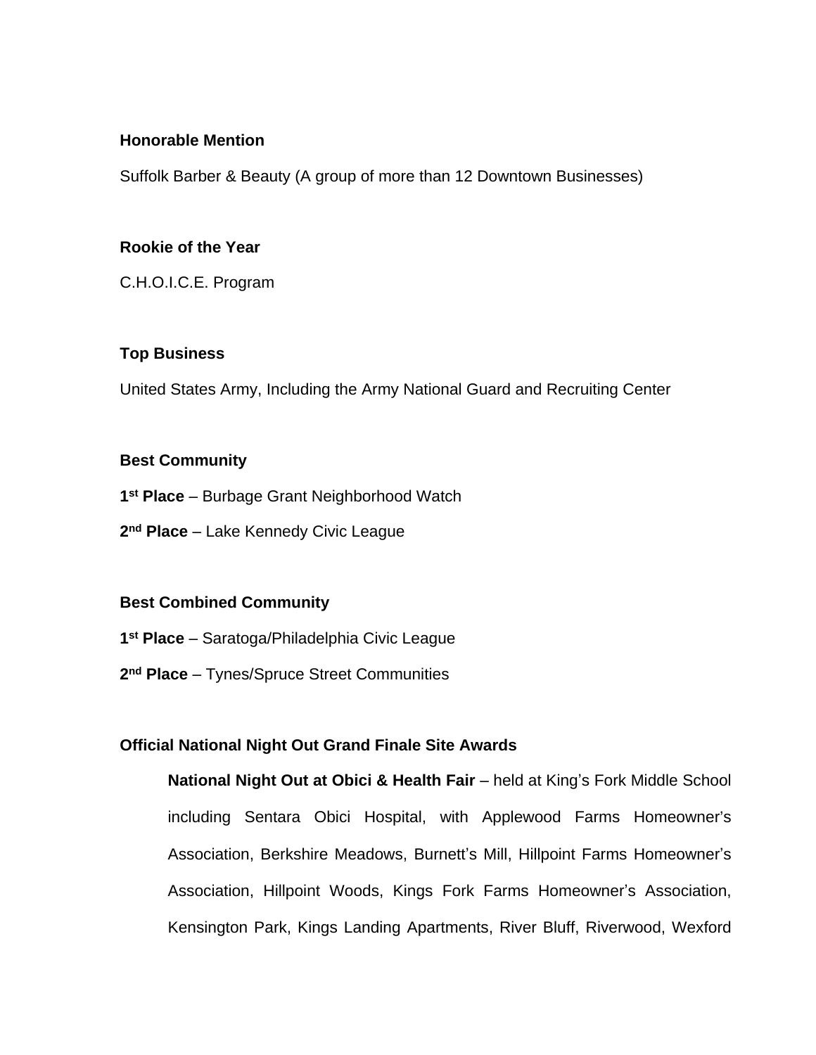**Honorable Mention**

Suffolk Barber & Beauty (A group of more than 12 Downtown Businesses)

**Rookie of the Year**

C.H.O.I.C.E. Program

**Top Business**

United States Army, Including the Army National Guard and Recruiting Center

**Best Community**

**1st Place** – Burbage Grant Neighborhood Watch

**2nd Place** – Lake Kennedy Civic League

**Best Combined Community**

**1st Place** – Saratoga/Philadelphia Civic League

**2nd Place** – Tynes/Spruce Street Communities

**Official National Night Out Grand Finale Site Awards**

> **National Night Out at Obici & Health Fair** – held at King's Fork Middle School including Sentara Obici Hospital, with Applewood Farms Homeowner's Association, Berkshire Meadows, Burnett's Mill, Hillpoint Farms Homeowner's Association, Hillpoint Woods, Kings Fork Farms Homeowner's Association, Kensington Park, Kings Landing Apartments, River Bluff, Riverwood, Wexford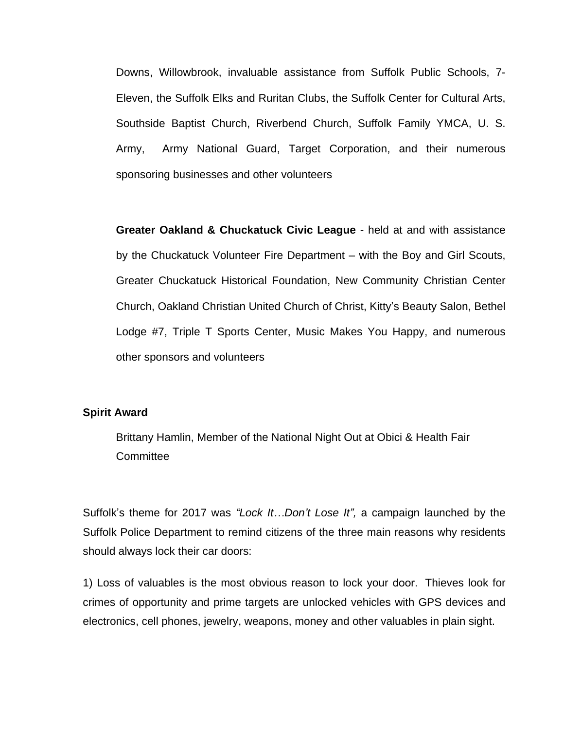Downs, Willowbrook, invaluable assistance from Suffolk Public Schools, 7-Eleven, the Suffolk Elks and Ruritan Clubs, the Suffolk Center for Cultural Arts, Southside Baptist Church, Riverbend Church, Suffolk Family YMCA, U. S. Army, Army National Guard, Target Corporation, and their numerous sponsoring businesses and other volunteers

**Greater Oakland & Chuckatuck Civic League** - held at and with assistance by the Chuckatuck Volunteer Fire Department – with the Boy and Girl Scouts, Greater Chuckatuck Historical Foundation, New Community Christian Center Church, Oakland Christian United Church of Christ, Kitty's Beauty Salon, Bethel Lodge #7, Triple T Sports Center, Music Makes You Happy, and numerous other sponsors and volunteers

**Spirit Award**

Brittany Hamlin, Member of the National Night Out at Obici & Health Fair Committee

Suffolk's theme for 2017 was *"Lock It…Don't Lose It",* a campaign launched by the Suffolk Police Department to remind citizens of the three main reasons why residents should always lock their car doors:

1) Loss of valuables is the most obvious reason to lock your door. Thieves look for crimes of opportunity and prime targets are unlocked vehicles with GPS devices and electronics, cell phones, jewelry, weapons, money and other valuables in plain sight.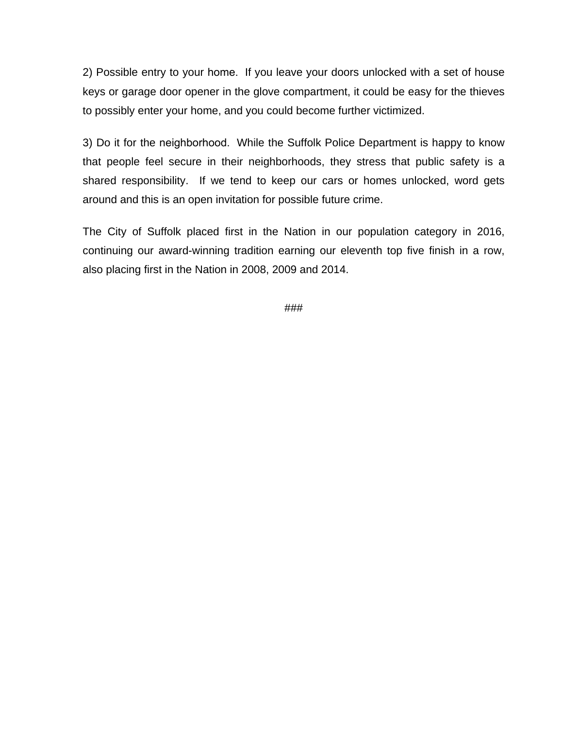2) Possible entry to your home. If you leave your doors unlocked with a set of house keys or garage door opener in the glove compartment, it could be easy for the thieves to possibly enter your home, and you could become further victimized.

3) Do it for the neighborhood. While the Suffolk Police Department is happy to know that people feel secure in their neighborhoods, they stress that public safety is a shared responsibility. If we tend to keep our cars or homes unlocked, word gets around and this is an open invitation for possible future crime.

The City of Suffolk placed first in the Nation in our population category in 2016, continuing our award-winning tradition earning our eleventh top five finish in a row, also placing first in the Nation in 2008, 2009 and 2014.

###